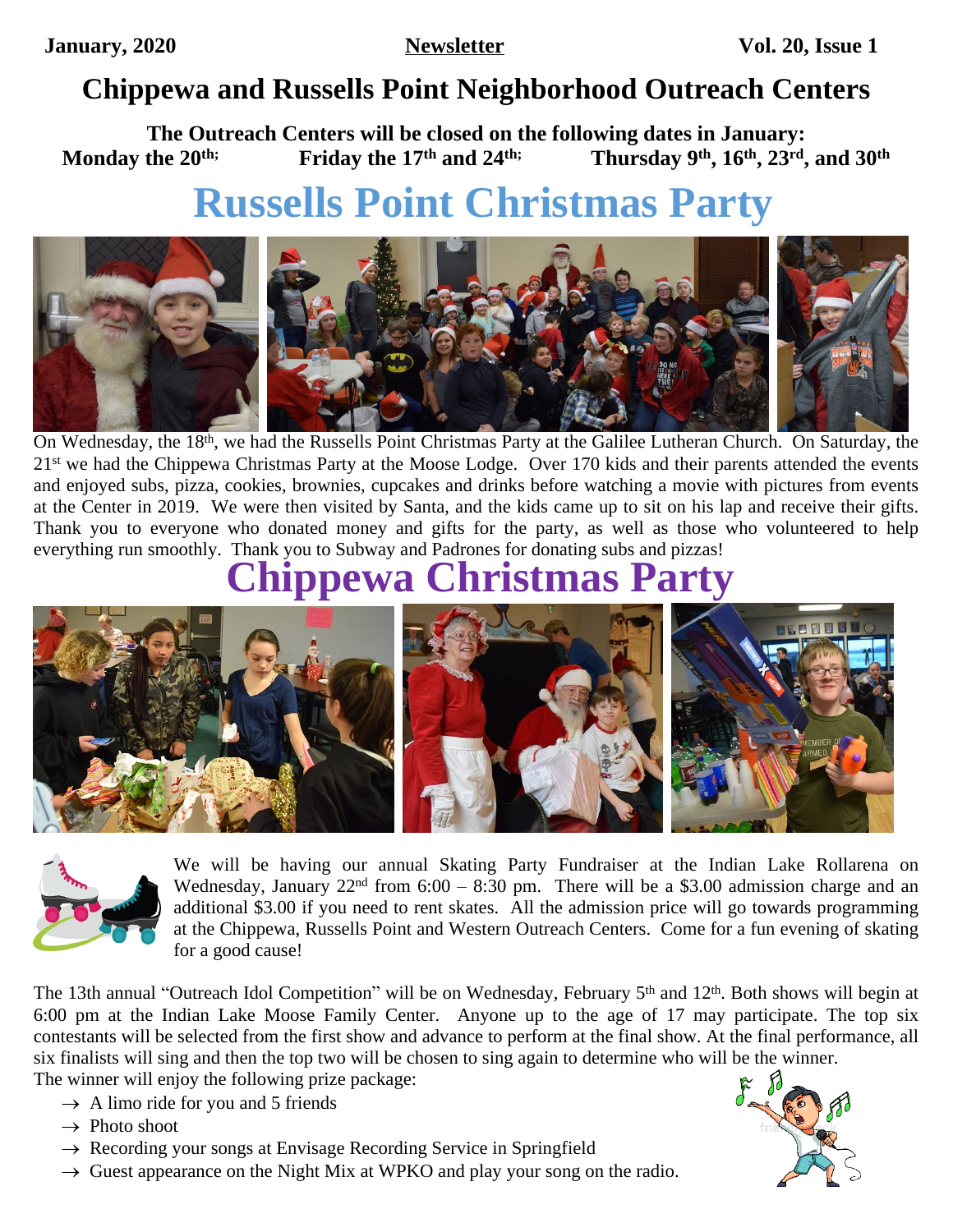**January, 2020** **Newsletter** **Vol. 20, Issue 1**

# Chippewa and Russells Point Neighborhood Outreach Centers

**The Outreach Centers will be closed on the following dates in January:**
**Monday the 20th; Friday the 17th and 24th; Thursday 9th, 16th, 23rd, and 30th**

# Russells Point Christmas Party

On Wednesday, the 18th, we had the Russells Point Christmas Party at the Galilee Lutheran Church. On Saturday, the 21st we had the Chippewa Christmas Party at the Moose Lodge. Over 170 kids and their parents attended the events and enjoyed subs, pizza, cookies, brownies, cupcakes and drinks before watching a movie with pictures from events at the Center in 2019. We were then visited by Santa, and the kids came up to sit on his lap and receive their gifts. Thank you to everyone who donated money and gifts for the party, as well as those who volunteered to help everything run smoothly. Thank you to Subway and Padrones for donating subs and pizzas!

# Chippewa Christmas Party

We will be having our annual Skating Party Fundraiser at the Indian Lake Rollarena on Wednesday, January 22nd from 6:00 – 8:30 pm. There will be a $3.00 admission charge and an additional $3.00 if you need to rent skates. All the admission price will go towards programming at the Chippewa, Russells Point and Western Outreach Centers. Come for a fun evening of skating for a good cause!

The 13th annual "Outreach Idol Competition" will be on Wednesday, February 5th and 12th. Both shows will begin at 6:00 pm at the Indian Lake Moose Family Center. Anyone up to the age of 17 may participate. The top six contestants will be selected from the first show and advance to perform at the final show. At the final performance, all six finalists will sing and then the top two will be chosen to sing again to determine who will be the winner.
The winner will enjoy the following prize package:

- → A limo ride for you and 5 friends
- → Photo shoot
- → Recording your songs at Envisage Recording Service in Springfield
- → Guest appearance on the Night Mix at WPKO and play your song on the radio.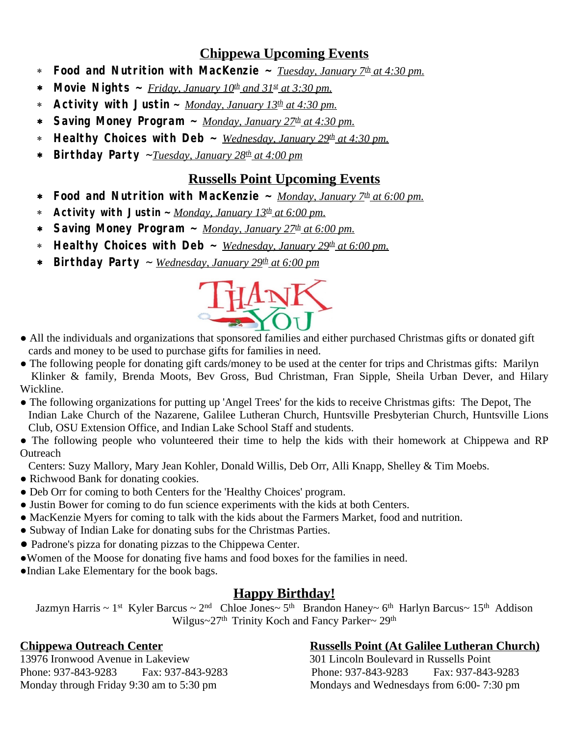## Chippewa Upcoming Events

- **Food and Nutrition with MacKenzie ~** *Tuesday, January 7th at 4:30 pm.*
- **Movie Nights ~** *Friday, January 10th and 31st at 3:30 pm.*
- **Activity with Justin ~** *Monday, January 13th at 4:30 pm.*
- **Saving Money Program ~** *Monday, January 27th at 4:30 pm.*
- **Healthy Choices with Deb ~** *Wednesday, January 29th at 4:30 pm.*
- **Birthday Party** ~*Tuesday, January 28th at 4:00 pm*

## Russells Point Upcoming Events

- **Food and Nutrition with MacKenzie ~** *Monday, January 7th at 6:00 pm.*
- **Activity with Justin ~** *Monday, January 13th at 6:00 pm.*
- **Saving Money Program ~** *Monday, January 27th at 6:00 pm.*
- **Healthy Choices with Deb ~** *Wednesday, January 29th at 6:00 pm.*
- **Birthday Party** ~ *Wednesday, January 29th at 6:00 pm*

THANK YOU

- All the individuals and organizations that sponsored families and either purchased Christmas gifts or donated gift cards and money to be used to purchase gifts for families in need.
- The following people for donating gift cards/money to be used at the center for trips and Christmas gifts: Marilyn Klinker & family, Brenda Moots, Bev Gross, Bud Christman, Fran Sipple, Sheila Urban Dever, and Hilary Wickline.
- The following organizations for putting up 'Angel Trees' for the kids to receive Christmas gifts: The Depot, The Indian Lake Church of the Nazarene, Galilee Lutheran Church, Huntsville Presbyterian Church, Huntsville Lions Club, OSU Extension Office, and Indian Lake School Staff and students.
- The following people who volunteered their time to help the kids with their homework at Chippewa and RP Outreach Centers: Suzy Mallory, Mary Jean Kohler, Donald Willis, Deb Orr, Alli Knapp, Shelley & Tim Moebs.
- Richwood Bank for donating cookies.
- Deb Orr for coming to both Centers for the 'Healthy Choices' program.
- Justin Bower for coming to do fun science experiments with the kids at both Centers.
- MacKenzie Myers for coming to talk with the kids about the Farmers Market, food and nutrition.
- Subway of Indian Lake for donating subs for the Christmas Parties.
- Padrone's pizza for donating pizzas to the Chippewa Center.
- Women of the Moose for donating five hams and food boxes for the families in need.
- Indian Lake Elementary for the book bags.

## Happy Birthday!

Jazmyn Harris ~ 1st Kyler Barcus ~ 2nd Chloe Jones~ 5th Brandon Haney~ 6th Harlyn Barcus~ 15th Addison Wilgus~27th Trinity Koch and Fancy Parker~ 29th

**Chippewa Outreach Center**
13976 Ironwood Avenue in Lakeview
Phone: 937-843-9283 Fax: 937-843-9283
Monday through Friday 9:30 am to 5:30 pm

**Russells Point (At Galilee Lutheran Church)**
301 Lincoln Boulevard in Russells Point
Phone: 937-843-9283 Fax: 937-843-9283
Mondays and Wednesdays from 6:00- 7:30 pm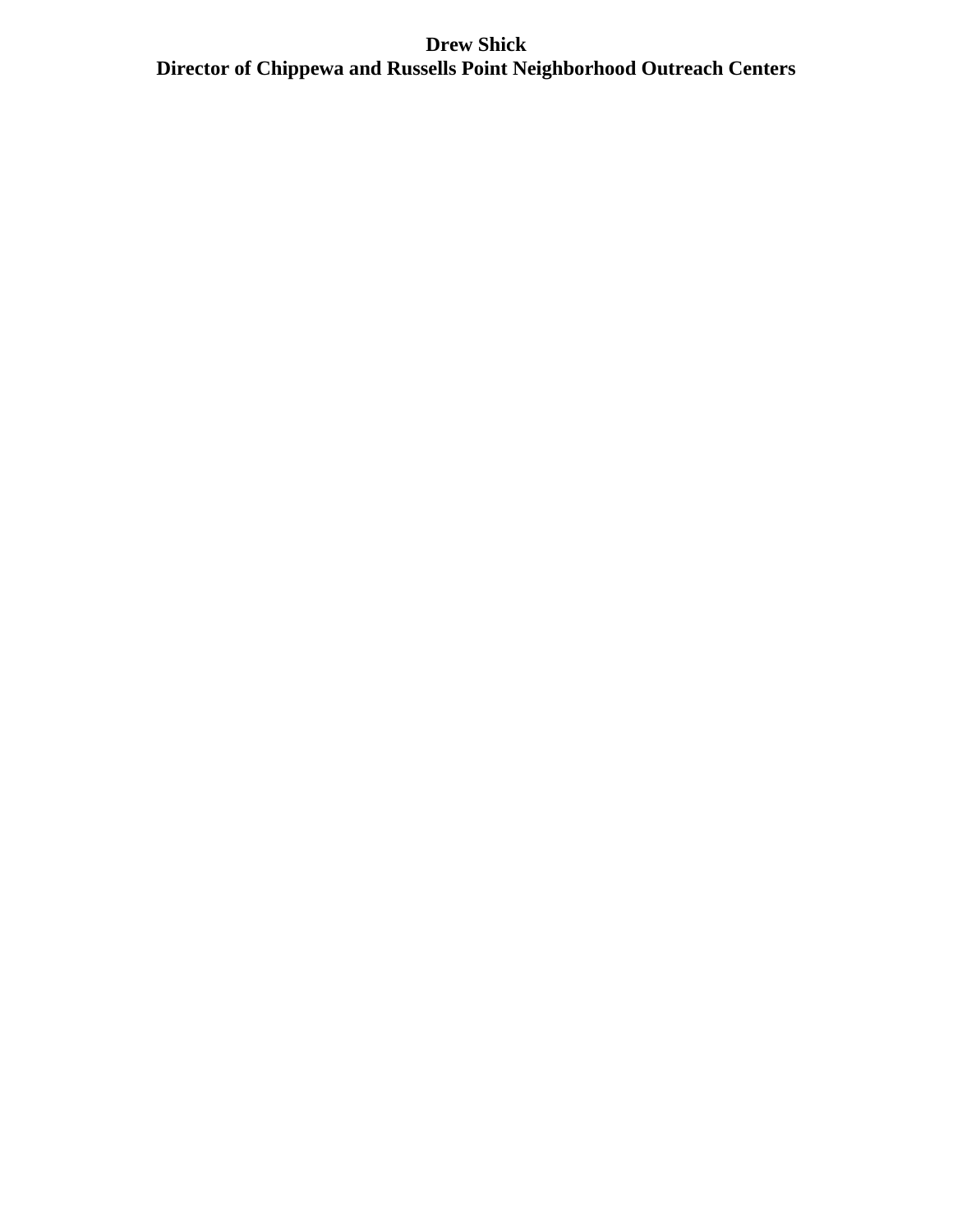**Drew Shick**
**Director of Chippewa and Russells Point Neighborhood Outreach Centers**